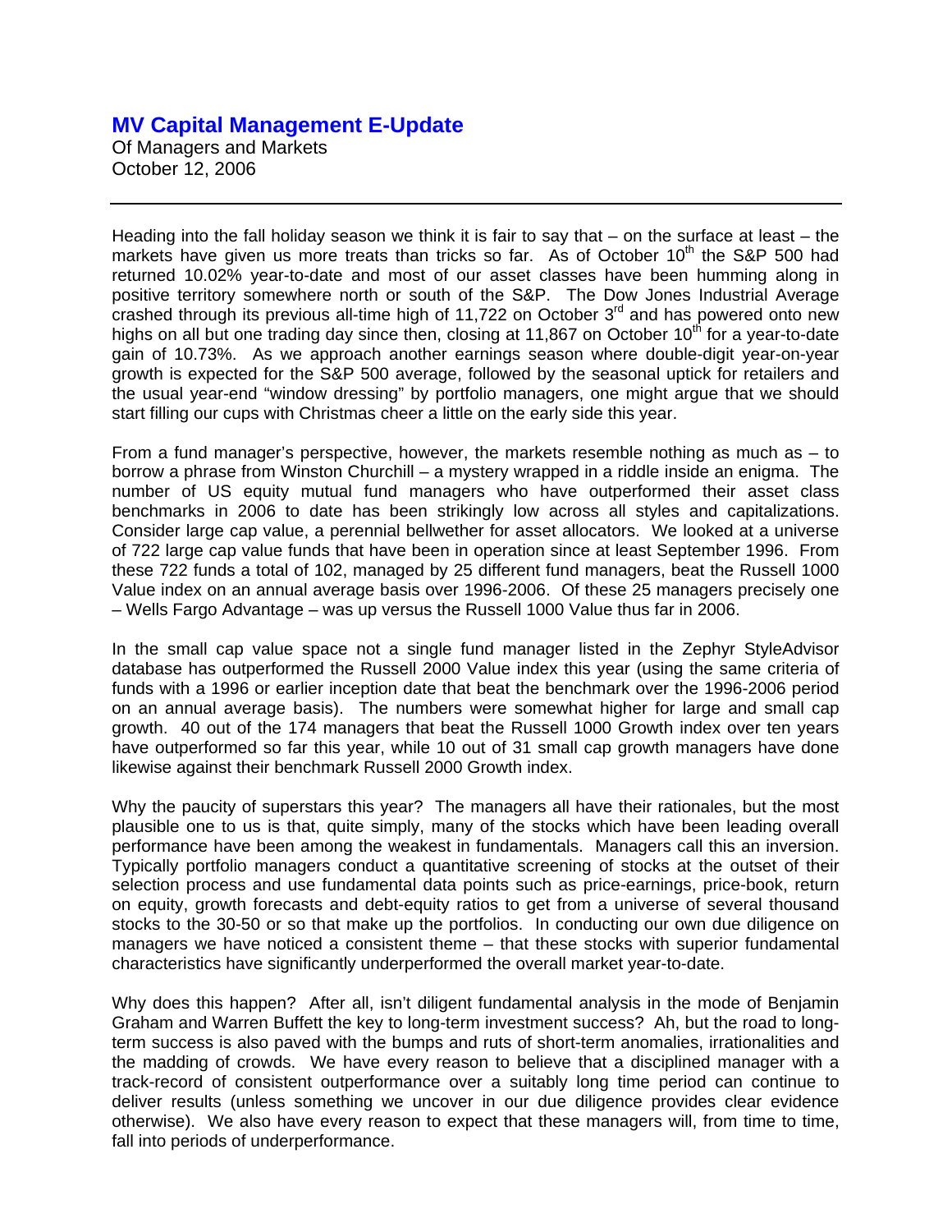# MV Capital Management E-Update

Of Managers and Markets
October 12, 2006

---

Heading into the fall holiday season we think it is fair to say that – on the surface at least – the markets have given us more treats than tricks so far. As of October 10th the S&P 500 had returned 10.02% year-to-date and most of our asset classes have been humming along in positive territory somewhere north or south of the S&P. The Dow Jones Industrial Average crashed through its previous all-time high of 11,722 on October 3rd and has powered onto new highs on all but one trading day since then, closing at 11,867 on October 10th for a year-to-date gain of 10.73%. As we approach another earnings season where double-digit year-on-year growth is expected for the S&P 500 average, followed by the seasonal uptick for retailers and the usual year-end "window dressing" by portfolio managers, one might argue that we should start filling our cups with Christmas cheer a little on the early side this year.

From a fund manager's perspective, however, the markets resemble nothing as much as – to borrow a phrase from Winston Churchill – a mystery wrapped in a riddle inside an enigma. The number of US equity mutual fund managers who have outperformed their asset class benchmarks in 2006 to date has been strikingly low across all styles and capitalizations. Consider large cap value, a perennial bellwether for asset allocators. We looked at a universe of 722 large cap value funds that have been in operation since at least September 1996. From these 722 funds a total of 102, managed by 25 different fund managers, beat the Russell 1000 Value index on an annual average basis over 1996-2006. Of these 25 managers precisely one – Wells Fargo Advantage – was up versus the Russell 1000 Value thus far in 2006.

In the small cap value space not a single fund manager listed in the Zephyr StyleAdvisor database has outperformed the Russell 2000 Value index this year (using the same criteria of funds with a 1996 or earlier inception date that beat the benchmark over the 1996-2006 period on an annual average basis). The numbers were somewhat higher for large and small cap growth. 40 out of the 174 managers that beat the Russell 1000 Growth index over ten years have outperformed so far this year, while 10 out of 31 small cap growth managers have done likewise against their benchmark Russell 2000 Growth index.

Why the paucity of superstars this year? The managers all have their rationales, but the most plausible one to us is that, quite simply, many of the stocks which have been leading overall performance have been among the weakest in fundamentals. Managers call this an inversion. Typically portfolio managers conduct a quantitative screening of stocks at the outset of their selection process and use fundamental data points such as price-earnings, price-book, return on equity, growth forecasts and debt-equity ratios to get from a universe of several thousand stocks to the 30-50 or so that make up the portfolios. In conducting our own due diligence on managers we have noticed a consistent theme – that these stocks with superior fundamental characteristics have significantly underperformed the overall market year-to-date.

Why does this happen? After all, isn't diligent fundamental analysis in the mode of Benjamin Graham and Warren Buffett the key to long-term investment success? Ah, but the road to long-term success is also paved with the bumps and ruts of short-term anomalies, irrationalities and the madding of crowds. We have every reason to believe that a disciplined manager with a track-record of consistent outperformance over a suitably long time period can continue to deliver results (unless something we uncover in our due diligence provides clear evidence otherwise). We also have every reason to expect that these managers will, from time to time, fall into periods of underperformance.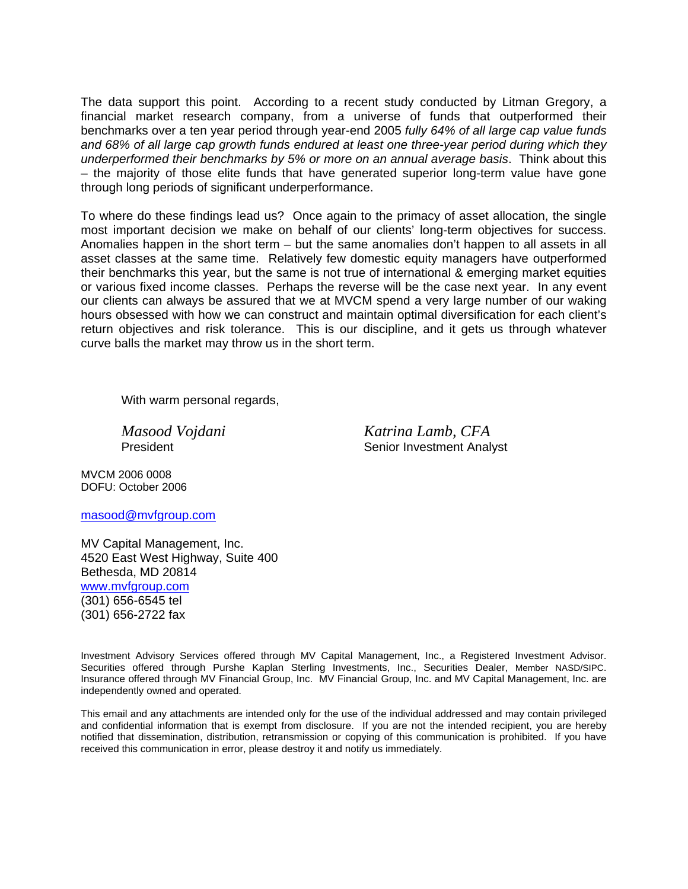The data support this point. According to a recent study conducted by Litman Gregory, a financial market research company, from a universe of funds that outperformed their benchmarks over a ten year period through year-end 2005 *fully 64% of all large cap value funds and 68% of all large cap growth funds endured at least one three-year period during which they underperformed their benchmarks by 5% or more on an annual average basis*. Think about this – the majority of those elite funds that have generated superior long-term value have gone through long periods of significant underperformance.

To where do these findings lead us? Once again to the primacy of asset allocation, the single most important decision we make on behalf of our clients' long-term objectives for success. Anomalies happen in the short term – but the same anomalies don't happen to all assets in all asset classes at the same time. Relatively few domestic equity managers have outperformed their benchmarks this year, but the same is not true of international & emerging market equities or various fixed income classes. Perhaps the reverse will be the case next year. In any event our clients can always be assured that we at MVCM spend a very large number of our waking hours obsessed with how we can construct and maintain optimal diversification for each client's return objectives and risk tolerance. This is our discipline, and it gets us through whatever curve balls the market may throw us in the short term.

With warm personal regards,

*Masood Vojdani*
President

*Katrina Lamb, CFA*
Senior Investment Analyst

MVCM 2006 0008
DOFU: October 2006

masood@mvfgroup.com

MV Capital Management, Inc.
4520 East West Highway, Suite 400
Bethesda, MD 20814
www.mvfgroup.com
(301) 656-6545 tel
(301) 656-2722 fax

Investment Advisory Services offered through MV Capital Management, Inc., a Registered Investment Advisor. Securities offered through Purshe Kaplan Sterling Investments, Inc., Securities Dealer, Member NASD/SIPC. Insurance offered through MV Financial Group, Inc. MV Financial Group, Inc. and MV Capital Management, Inc. are independently owned and operated.

This email and any attachments are intended only for the use of the individual addressed and may contain privileged and confidential information that is exempt from disclosure. If you are not the intended recipient, you are hereby notified that dissemination, distribution, retransmission or copying of this communication is prohibited. If you have received this communication in error, please destroy it and notify us immediately.